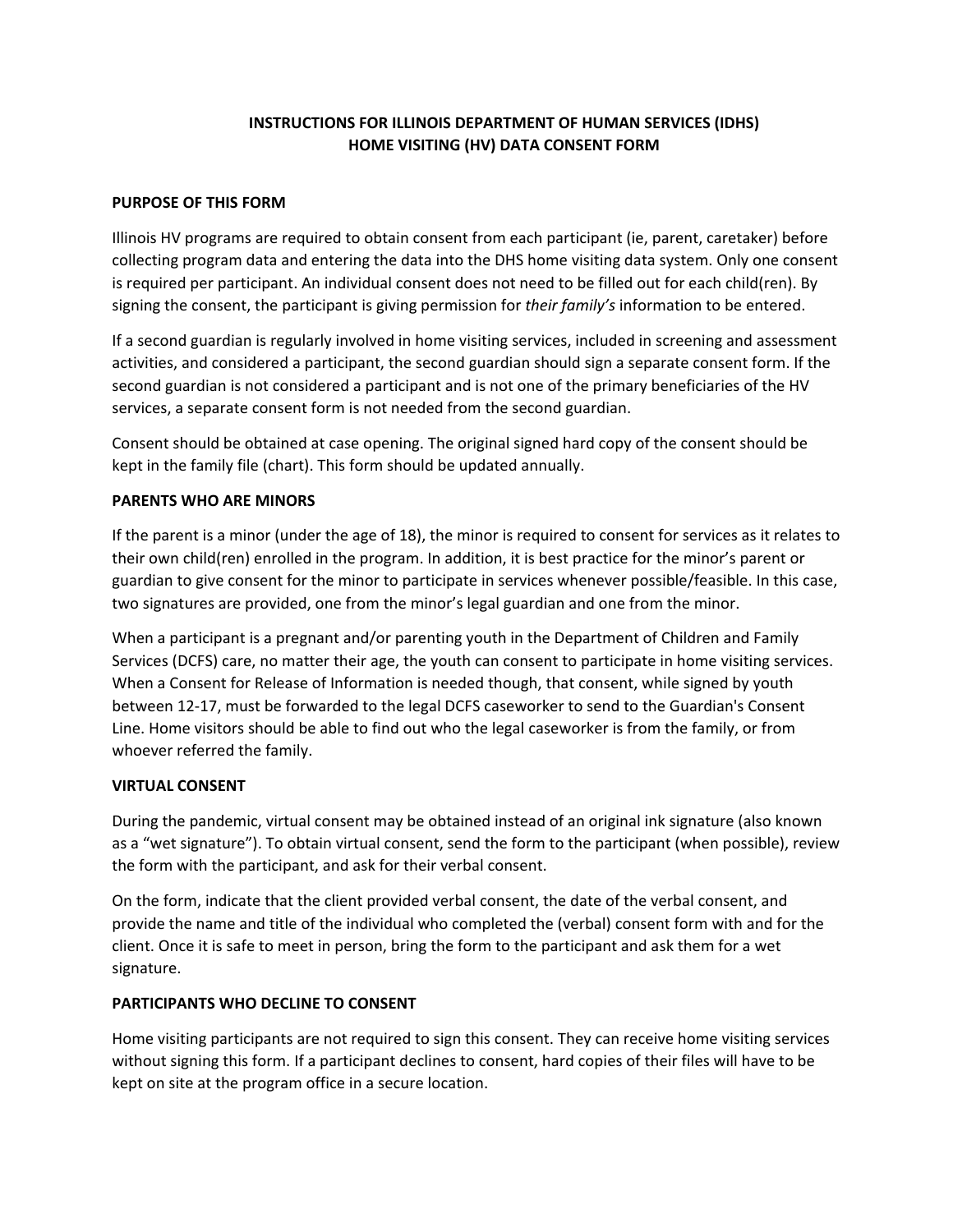# INSTRUCTIONS FOR ILLINOIS DEPARTMENT OF HUMAN SERVICES (IDHS) HOME VISITING (HV) DATA CONSENT FORM

## PURPOSE OF THIS FORM

Illinois HV programs are required to obtain consent from each participant (ie, parent, caretaker) before collecting program data and entering the data into the DHS home visiting data system. Only one consent is required per participant. An individual consent does not need to be filled out for each child(ren). By signing the consent, the participant is giving permission for *their family's* information to be entered.

If a second guardian is regularly involved in home visiting services, included in screening and assessment activities, and considered a participant, the second guardian should sign a separate consent form. If the second guardian is not considered a participant and is not one of the primary beneficiaries of the HV services, a separate consent form is not needed from the second guardian.

Consent should be obtained at case opening. The original signed hard copy of the consent should be kept in the family file (chart). This form should be updated annually.

## PARENTS WHO ARE MINORS

If the parent is a minor (under the age of 18), the minor is required to consent for services as it relates to their own child(ren) enrolled in the program. In addition, it is best practice for the minor's parent or guardian to give consent for the minor to participate in services whenever possible/feasible. In this case, two signatures are provided, one from the minor's legal guardian and one from the minor.

When a participant is a pregnant and/or parenting youth in the Department of Children and Family Services (DCFS) care, no matter their age, the youth can consent to participate in home visiting services. When a Consent for Release of Information is needed though, that consent, while signed by youth between 12-17, must be forwarded to the legal DCFS caseworker to send to the Guardian's Consent Line. Home visitors should be able to find out who the legal caseworker is from the family, or from whoever referred the family.

## VIRTUAL CONSENT

During the pandemic, virtual consent may be obtained instead of an original ink signature (also known as a "wet signature"). To obtain virtual consent, send the form to the participant (when possible), review the form with the participant, and ask for their verbal consent.

On the form, indicate that the client provided verbal consent, the date of the verbal consent, and provide the name and title of the individual who completed the (verbal) consent form with and for the client. Once it is safe to meet in person, bring the form to the participant and ask them for a wet signature.

## PARTICIPANTS WHO DECLINE TO CONSENT

Home visiting participants are not required to sign this consent. They can receive home visiting services without signing this form. If a participant declines to consent, hard copies of their files will have to be kept on site at the program office in a secure location.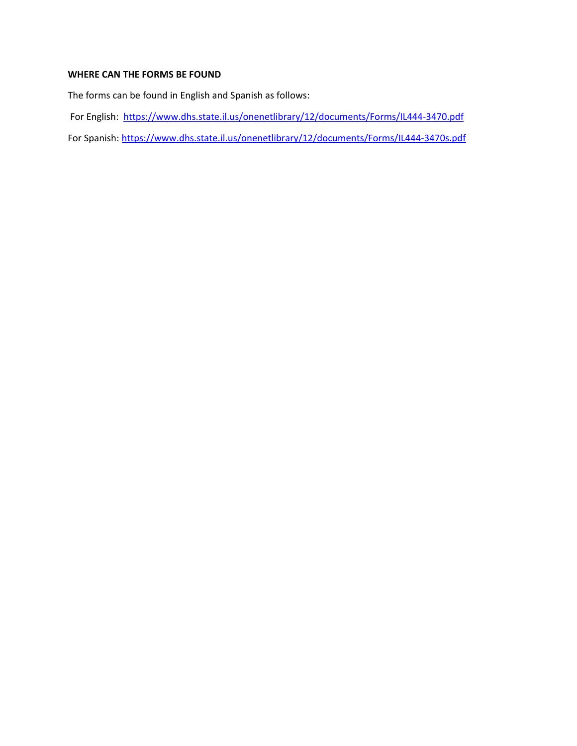**WHERE CAN THE FORMS BE FOUND**

The forms can be found in English and Spanish as follows:

For English: https://www.dhs.state.il.us/onenetlibrary/12/documents/Forms/IL444-3470.pdf

For Spanish: https://www.dhs.state.il.us/onenetlibrary/12/documents/Forms/IL444-3470s.pdf